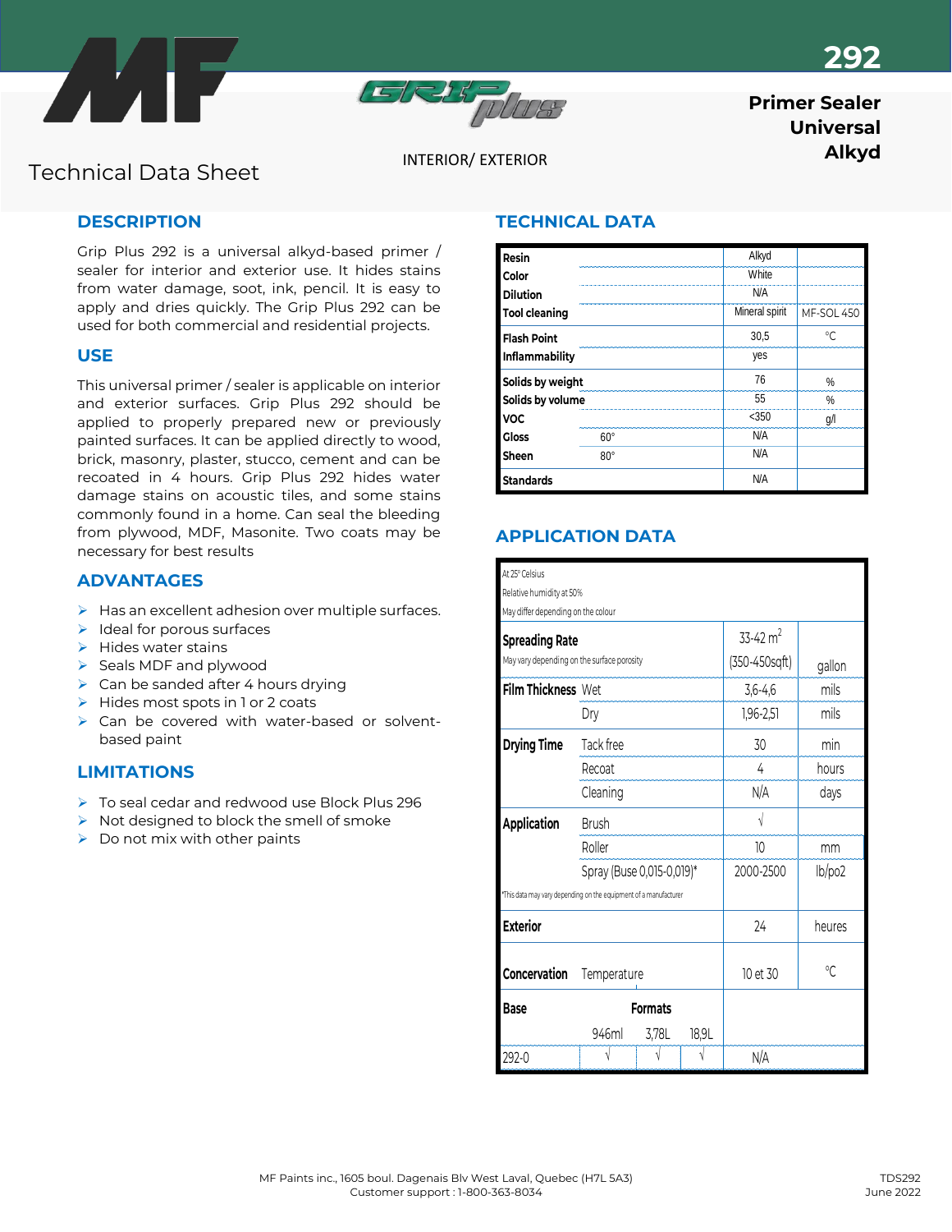# 292

**Primer Sealer**
**Universal**
**Alkyd**

Technical Data Sheet

INTERIOR/ EXTERIOR

## DESCRIPTION

Grip Plus 292 is a universal alkyd-based primer / sealer for interior and exterior use. It hides stains from water damage, soot, ink, pencil. It is easy to apply and dries quickly. The Grip Plus 292 can be used for both commercial and residential projects.

## USE

This universal primer / sealer is applicable on interior and exterior surfaces. Grip Plus 292 should be applied to properly prepared new or previously painted surfaces. It can be applied directly to wood, brick, masonry, plaster, stucco, cement and can be recoated in 4 hours. Grip Plus 292 hides water damage stains on acoustic tiles, and some stains commonly found in a home. Can seal the bleeding from plywood, MDF, Masonite. Two coats may be necessary for best results

## ADVANTAGES

- Has an excellent adhesion over multiple surfaces.
- Ideal for porous surfaces
- Hides water stains
- Seals MDF and plywood
- Can be sanded after 4 hours drying
- Hides most spots in 1 or 2 coats
- Can be covered with water-based or solvent-based paint

## LIMITATIONS

- To seal cedar and redwood use Block Plus 296
- Not designed to block the smell of smoke
- Do not mix with other paints

## TECHNICAL DATA

| | | | |
|---|---|---|---|
| **Resin** | | Alkyd | |
| **Color** | | White | |
| **Dilution** | | N/A | |
| **Tool cleaning** | | Mineral spirit | MF-SOL 450 |
| **Flash Point** | | 30,5 | °C |
| **Inflammability** | | yes | |
| **Solids by weight** | | 76 | % |
| **Solids by volume** | | 55 | % |
| **VOC** | | <350 | g/l |
| **Gloss** | 60° | N/A | |
| **Sheen** | 80° | N/A | |
| **Standards** | | N/A | |

## APPLICATION DATA

At 25° Celsius
Relative humidity at 50%
May differ depending on the colour

| | | | |
|---|---|---|---|
| **Spreading Rate** (May vary depending on the surface porosity) | | 33-42 m² (350-450sqft) | gallon |
| **Film Thickness** | Wet | 3,6-4,6 | mils |
| | Dry | 1,96-2,51 | mils |
| **Drying Time** | Tack free | 30 | min |
| | Recoat | 4 | hours |
| | Cleaning | N/A | days |
| **Application** | Brush | √ | |
| | Roller | 10 | mm |
| | Spray (Buse 0,015-0,019)* | 2000-2500 | lb/po2 |
| **Exterior** | | 24 | heures |
| **Concervation** | Temperature | 10 et 30 | °C |

*This data may vary depending on the equipment of a manufacturer

| Base | Formats 946ml | 3,78L | 18,9L | |
|---|---|---|---|---|
| 292-0 | √ | √ | √ | N/A |

MF Paints inc., 1605 boul. Dagenais Blv West Laval, Quebec (H7L 5A3)
Customer support : 1-800-363-8034

TDS292
June 2022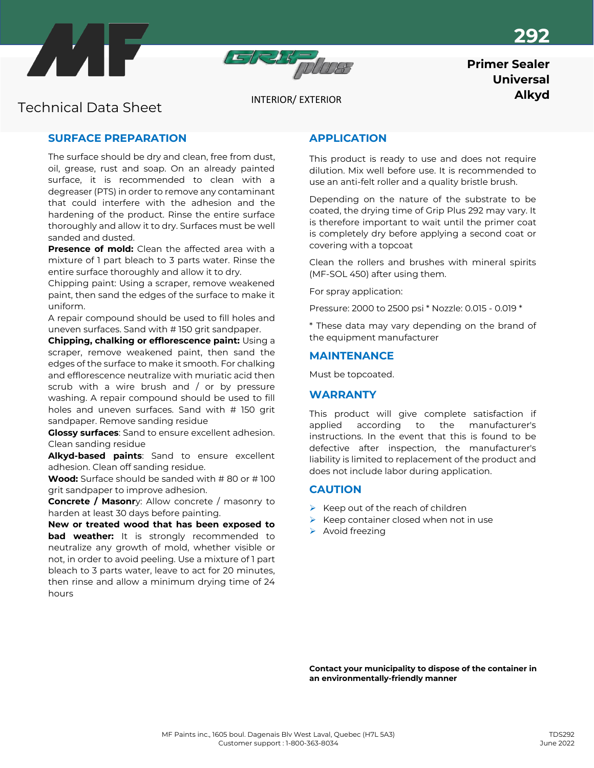292

**Primer Sealer
Universal
Alkyd**

Technical Data Sheet

INTERIOR/ EXTERIOR

## SURFACE PREPARATION

The surface should be dry and clean, free from dust, oil, grease, rust and soap. On an already painted surface, it is recommended to clean with a degreaser (PTS) in order to remove any contaminant that could interfere with the adhesion and the hardening of the product. Rinse the entire surface thoroughly and allow it to dry. Surfaces must be well sanded and dusted.

**Presence of mold:** Clean the affected area with a mixture of 1 part bleach to 3 parts water. Rinse the entire surface thoroughly and allow it to dry.

Chipping paint: Using a scraper, remove weakened paint, then sand the edges of the surface to make it uniform.

A repair compound should be used to fill holes and uneven surfaces. Sand with # 150 grit sandpaper.

**Chipping, chalking or efflorescence paint:** Using a scraper, remove weakened paint, then sand the edges of the surface to make it smooth. For chalking and efflorescence neutralize with muriatic acid then scrub with a wire brush and / or by pressure washing. A repair compound should be used to fill holes and uneven surfaces. Sand with # 150 grit sandpaper. Remove sanding residue

**Glossy surfaces**: Sand to ensure excellent adhesion. Clean sanding residue

**Alkyd-based paints**: Sand to ensure excellent adhesion. Clean off sanding residue.

**Wood:** Surface should be sanded with # 80 or # 100 grit sandpaper to improve adhesion.

**Concrete / Masonr**y: Allow concrete / masonry to harden at least 30 days before painting.

**New or treated wood that has been exposed to bad weather:** It is strongly recommended to neutralize any growth of mold, whether visible or not, in order to avoid peeling. Use a mixture of 1 part bleach to 3 parts water, leave to act for 20 minutes, then rinse and allow a minimum drying time of 24 hours

## APPLICATION

This product is ready to use and does not require dilution. Mix well before use. It is recommended to use an anti-felt roller and a quality bristle brush.

Depending on the nature of the substrate to be coated, the drying time of Grip Plus 292 may vary. It is therefore important to wait until the primer coat is completely dry before applying a second coat or covering with a topcoat

Clean the rollers and brushes with mineral spirits (MF-SOL 450) after using them.

For spray application:

Pressure: 2000 to 2500 psi * Nozzle: 0.015 - 0.019 *

* These data may vary depending on the brand of the equipment manufacturer

## MAINTENANCE

Must be topcoated.

## WARRANTY

This product will give complete satisfaction if applied according to the manufacturer's instructions. In the event that this is found to be defective after inspection, the manufacturer's liability is limited to replacement of the product and does not include labor during application.

## CAUTION

- Keep out of the reach of children
- Keep container closed when not in use
- Avoid freezing

**Contact your municipality to dispose of the container in an environmentally-friendly manner**

MF Paints inc., 1605 boul. Dagenais Blv West Laval, Quebec (H7L 5A3)
Customer support : 1-800-363-8034

TDS292
June 2022